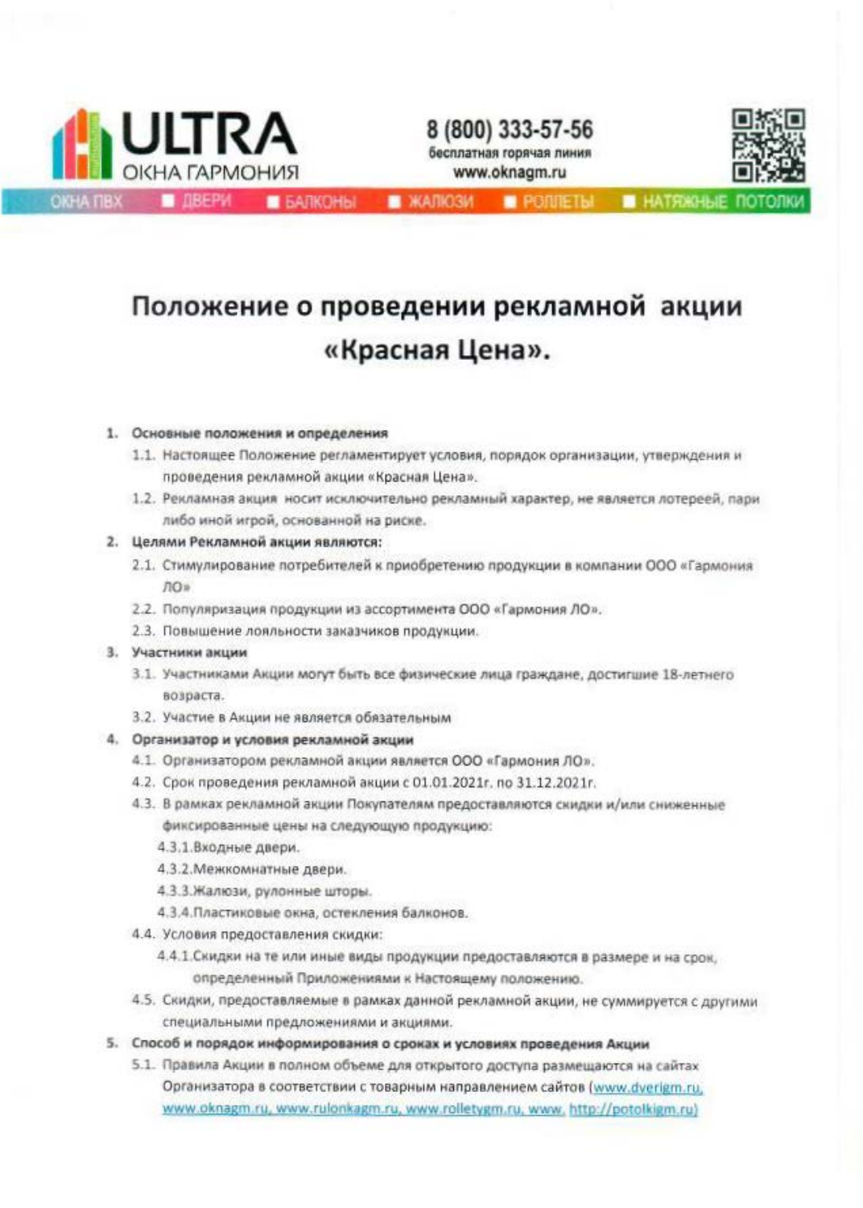ULTRA ОКНА ГАРМОНИЯ

8 (800) 333-57-56
бесплатная горячая линия
www.oknagm.ru

ОКНА ПВХ ■ ДВЕРИ ■ БАЛКОНЫ ■ ЖАЛЮЗИ ■ РОЛЛЕТЫ ■ НАТЯЖНЫЕ ПОТОЛКИ

# Положение о проведении рекламной акции «Красная Цена».

1. **Основные положения и определения**
   1.1. Настоящее Положение регламентирует условия, порядок организации, утверждения и проведения рекламной акции «Красная Цена».
   1.2. Рекламная акция носит исключительно рекламный характер, не является лотереей, пари либо иной игрой, основанной на риске.
2. **Целями Рекламной акции являются:**
   2.1. Стимулирование потребителей к приобретению продукции в компании ООО «Гармония ЛО»
   2.2. Популяризация продукции из ассортимента ООО «Гармония ЛО».
   2.3. Повышение лояльности заказчиков продукции.
3. **Участники акции**
   3.1. Участниками Акции могут быть все физические лица граждане, достигшие 18-летнего возраста.
   3.2. Участие в Акции не является обязательным
4. **Организатор и условия рекламной акции**
   4.1. Организатором рекламной акции является ООО «Гармония ЛО».
   4.2. Срок проведения рекламной акции с 01.01.2021г. по 31.12.2021г.
   4.3. В рамках рекламной акции Покупателям предоставляются скидки и/или сниженные фиксированные цены на следующую продукцию:
      4.3.1. Входные двери.
      4.3.2. Межкомнатные двери.
      4.3.3. Жалюзи, рулонные шторы.
      4.3.4. Пластиковые окна, остекления балконов.
   4.4. Условия предоставления скидки:
      4.4.1. Скидки на те или иные виды продукции предоставляются в размере и на срок, определенный Приложениями к Настоящему положению.
   4.5. Скидки, предоставляемые в рамках данной рекламной акции, не суммируется с другими специальными предложениями и акциями.
5. **Способ и порядок информирования о сроках и условиях проведения Акции**
   5.1. Правила Акции в полном объеме для открытого доступа размещаются на сайтах Организатора в соответствии с товарным направлением сайтов (www.dverigm.ru, www.oknagm.ru, www.rulonkagm.ru, www.rolletygm.ru, www. http://potolkigm.ru)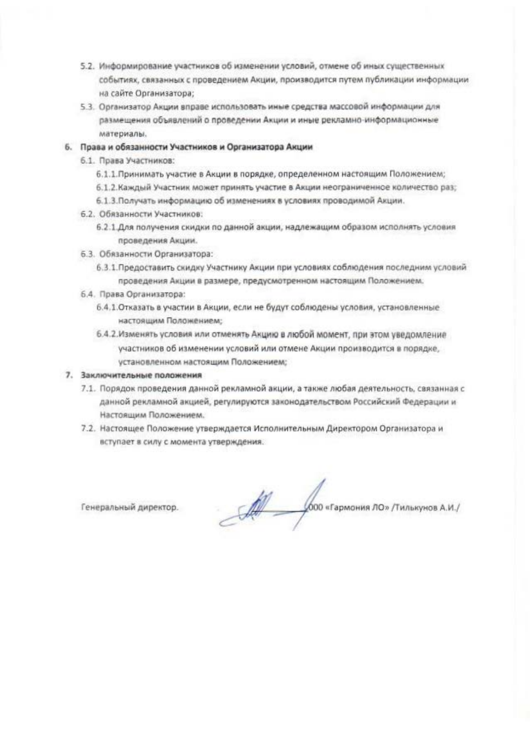5.2. Информирование участников об изменении условий, отмене об иных существенных событиях, связанных с проведением Акции, производится путем публикации информации на сайте Организатора;

5.3. Организатор Акции вправе использовать иные средства массовой информации для размещения объявлений о проведении Акции и иные рекламно-информационные материалы.

**6. Права и обязанности Участников и Организатора Акции**

6.1. Права Участников:

6.1.1. Принимать участие в Акции в порядке, определенном настоящим Положением;

6.1.2. Каждый Участник может принять участие в Акции неограниченное количество раз;

6.1.3. Получать информацию об изменениях в условиях проводимой Акции.

6.2. Обязанности Участников:

6.2.1. Для получения скидки по данной акции, надлежащим образом исполнять условия проведения Акции.

6.3. Обязанности Организатора:

6.3.1. Предоставить скидку Участнику Акции при условиях соблюдения последним условий проведения Акции в размере, предусмотренном настоящим Положением.

6.4. Права Организатора:

6.4.1. Отказать в участии в Акции, если не будут соблюдены условия, установленные настоящим Положением;

6.4.2. Изменять условия или отменять Акцию в любой момент, при этом уведомление участников об изменении условий или отмене Акции производится в порядке, установленном настоящим Положением;

**7. Заключительные положения**

7.1. Порядок проведения данной рекламной акции, а также любая деятельность, связанная с данной рекламной акцией, регулируются законодательством Российский Федерации и Настоящим Положением.

7.2. Настоящее Положение утверждается Исполнительным Директором Организатора и вступает в силу с момента утверждения.

Генеральный директор. ООО «Гармония ЛО» /Тилькунов А.И./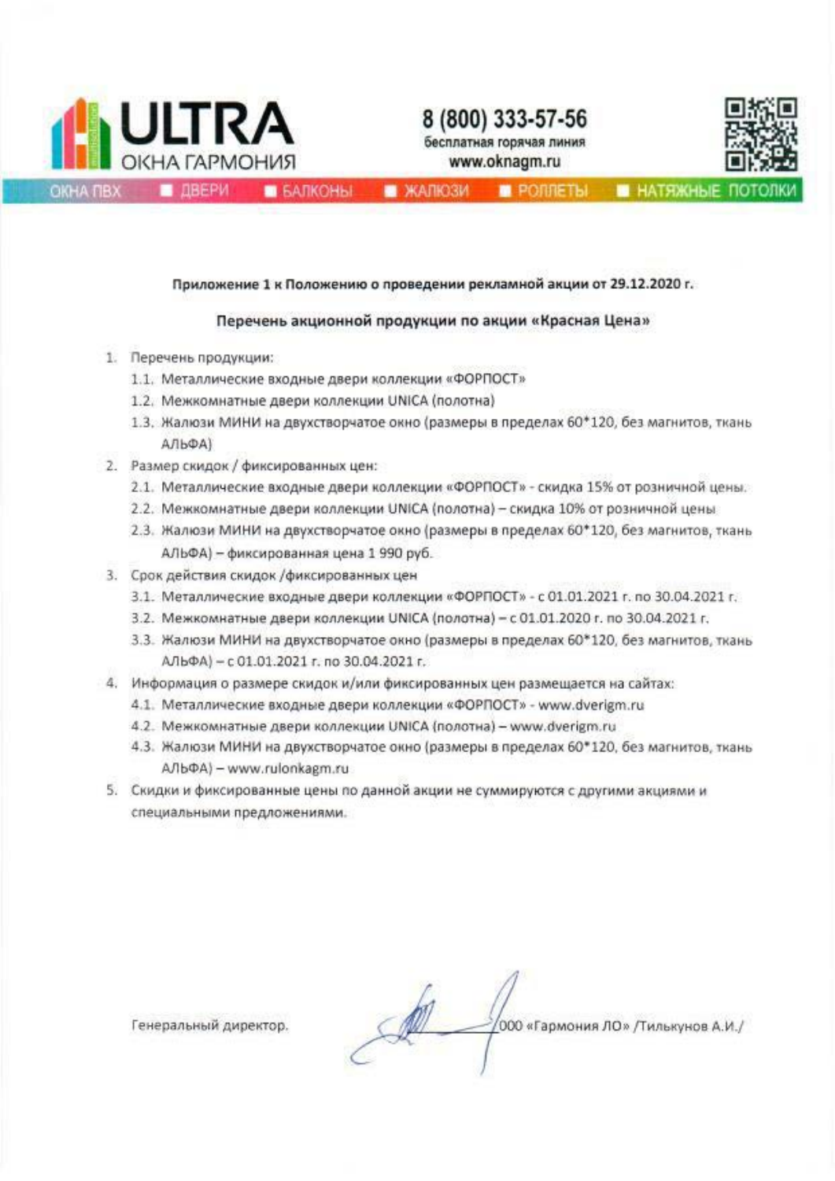ULTRA
ОКНА ГАРМОНИЯ

8 (800) 333-57-56
бесплатная горячая линия
www.oknagm.ru

ОКНА ПВХ ■ ДВЕРИ ■ БАЛКОНЫ ■ ЖАЛЮЗИ ■ РОЛЛЕТЫ ■ НАТЯЖНЫЕ ПОТОЛКИ

**Приложение 1 к Положению о проведении рекламной акции от 29.12.2020 г.**

**Перечень акционной продукции по акции «Красная Цена»**

1. Перечень продукции:
   1.1. Металлические входные двери коллекции «ФОРПОСТ»
   1.2. Межкомнатные двери коллекции UNICA (полотна)
   1.3. Жалюзи МИНИ на двухстворчатое окно (размеры в пределах 60*120, без магнитов, ткань АЛЬФА)
2. Размер скидок / фиксированных цен:
   2.1. Металлические входные двери коллекции «ФОРПОСТ» - скидка 15% от розничной цены.
   2.2. Межкомнатные двери коллекции UNICA (полотна) – скидка 10% от розничной цены
   2.3. Жалюзи МИНИ на двухстворчатое окно (размеры в пределах 60*120, без магнитов, ткань АЛЬФА) – фиксированная цена 1 990 руб.
3. Срок действия скидок /фиксированных цен
   3.1. Металлические входные двери коллекции «ФОРПОСТ» - с 01.01.2021 г. по 30.04.2021 г.
   3.2. Межкомнатные двери коллекции UNICA (полотна) – с 01.01.2020 г. по 30.04.2021 г.
   3.3. Жалюзи МИНИ на двухстворчатое окно (размеры в пределах 60*120, без магнитов, ткань АЛЬФА) – с 01.01.2021 г. по 30.04.2021 г.
4. Информация о размере скидок и/или фиксированных цен размещается на сайтах:
   4.1. Металлические входные двери коллекции «ФОРПОСТ» - www.dverigm.ru
   4.2. Межкомнатные двери коллекции UNICA (полотна) – www.dverigm.ru
   4.3. Жалюзи МИНИ на двухстворчатое окно (размеры в пределах 60*120, без магнитов, ткань АЛЬФА) – www.rulonkagm.ru
5. Скидки и фиксированные цены по данной акции не суммируются с другими акциями и специальными предложениями.

Генеральный директор. ООО «Гармония ЛО» /Тилькунов А.И./